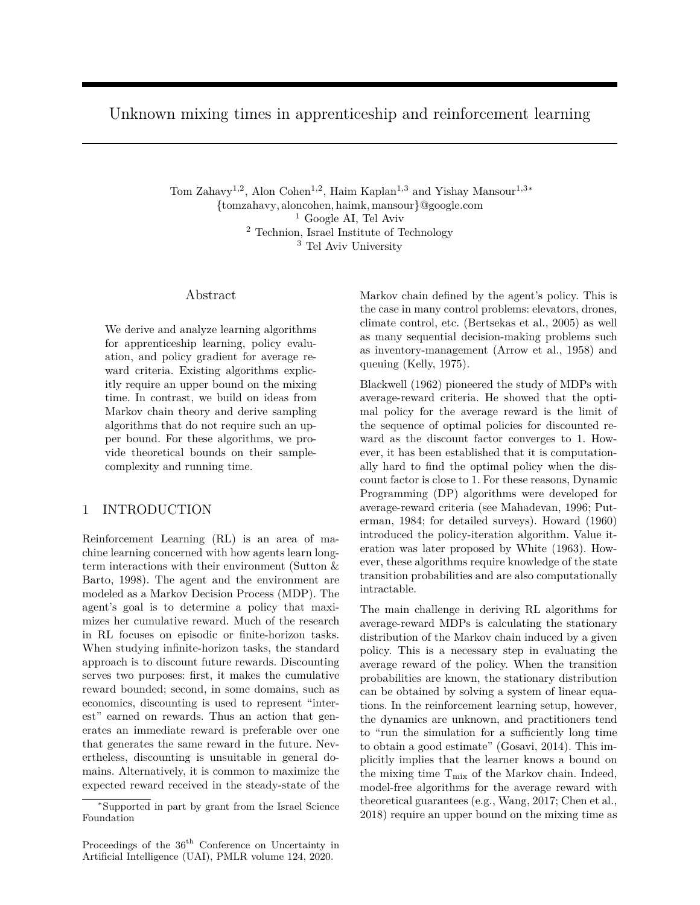# Unknown mixing times in apprenticeship and reinforcement learning

Tom Zahavy[1,2], Alon Cohen[1,2], Haim Kaplan[1,3] and Yishay Mansour[1,3]*
{tomzahavy, aloncohen, haimk, mansour}@google.com
[1] Google AI, Tel Aviv
[2] Technion, Israel Institute of Technology
[3] Tel Aviv University

## Abstract

We derive and analyze learning algorithms for apprenticeship learning, policy evaluation, and policy gradient for average reward criteria. Existing algorithms explicitly require an upper bound on the mixing time. In contrast, we build on ideas from Markov chain theory and derive sampling algorithms that do not require such an upper bound. For these algorithms, we provide theoretical bounds on their sample-complexity and running time.

## 1 INTRODUCTION

Reinforcement Learning (RL) is an area of machine learning concerned with how agents learn long-term interactions with their environment (Sutton & Barto, 1998). The agent and the environment are modeled as a Markov Decision Process (MDP). The agent's goal is to determine a policy that maximizes her cumulative reward. Much of the research in RL focuses on episodic or finite-horizon tasks. When studying infinite-horizon tasks, the standard approach is to discount future rewards. Discounting serves two purposes: first, it makes the cumulative reward bounded; second, in some domains, such as economics, discounting is used to represent "interest" earned on rewards. Thus an action that generates an immediate reward is preferable over one that generates the same reward in the future. Nevertheless, discounting is unsuitable in general domains. Alternatively, it is common to maximize the expected reward received in the steady-state of the Markov chain defined by the agent's policy. This is the case in many control problems: elevators, drones, climate control, etc. (Bertsekas et al., 2005) as well as many sequential decision-making problems such as inventory-management (Arrow et al., 1958) and queuing (Kelly, 1975).

Blackwell (1962) pioneered the study of MDPs with average-reward criteria. He showed that the optimal policy for the average reward is the limit of the sequence of optimal policies for discounted reward as the discount factor converges to 1. However, it has been established that it is computationally hard to find the optimal policy when the discount factor is close to 1. For these reasons, Dynamic Programming (DP) algorithms were developed for average-reward criteria (see Mahadevan, 1996; Puterman, 1984; for detailed surveys). Howard (1960) introduced the policy-iteration algorithm. Value iteration was later proposed by White (1963). However, these algorithms require knowledge of the state transition probabilities and are also computationally intractable.

The main challenge in deriving RL algorithms for average-reward MDPs is calculating the stationary distribution of the Markov chain induced by a given policy. This is a necessary step in evaluating the average reward of the policy. When the transition probabilities are known, the stationary distribution can be obtained by solving a system of linear equations. In the reinforcement learning setup, however, the dynamics are unknown, and practitioners tend to "run the simulation for a sufficiently long time to obtain a good estimate" (Gosavi, 2014). This implicitly implies that the learner knows a bound on the mixing time $\mathrm{T}_{\mathrm{mix}}$ of the Markov chain. Indeed, model-free algorithms for the average reward with theoretical guarantees (e.g., Wang, 2017; Chen et al., 2018) require an upper bound on the mixing time as

*Supported in part by grant from the Israel Science Foundation

Proceedings of the 36[th] Conference on Uncertainty in Artificial Intelligence (UAI), PMLR volume 124, 2020.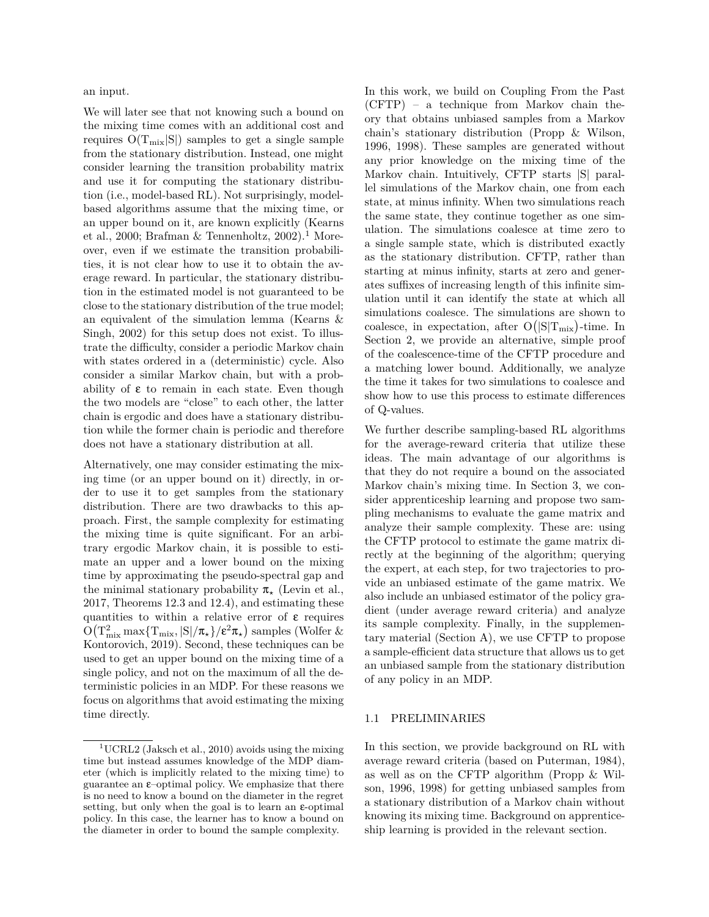an input.

We will later see that not knowing such a bound on the mixing time comes with an additional cost and requires $O(T_{mix}|S|)$ samples to get a single sample from the stationary distribution. Instead, one might consider learning the transition probability matrix and use it for computing the stationary distribution (i.e., model-based RL). Not surprisingly, model-based algorithms assume that the mixing time, or an upper bound on it, are known explicitly (Kearns et al., 2000; Brafman & Tennenholtz, 2002).[1] Moreover, even if we estimate the transition probabilities, it is not clear how to use it to obtain the average reward. In particular, the stationary distribution in the estimated model is not guaranteed to be close to the stationary distribution of the true model; an equivalent of the simulation lemma (Kearns & Singh, 2002) for this setup does not exist. To illustrate the difficulty, consider a periodic Markov chain with states ordered in a (deterministic) cycle. Also consider a similar Markov chain, but with a probability of $\epsilon$ to remain in each state. Even though the two models are "close" to each other, the latter chain is ergodic and does have a stationary distribution while the former chain is periodic and therefore does not have a stationary distribution at all.

Alternatively, one may consider estimating the mixing time (or an upper bound on it) directly, in order to use it to get samples from the stationary distribution. There are two drawbacks to this approach. First, the sample complexity for estimating the mixing time is quite significant. For an arbitrary ergodic Markov chain, it is possible to estimate an upper and a lower bound on the mixing time by approximating the pseudo-spectral gap and the minimal stationary probability $\pi_\star$ (Levin et al., 2017, Theorems 12.3 and 12.4), and estimating these quantities to within a relative error of $\epsilon$ requires $O\big(T_{mix}^2 \max\{T_{mix}, |S|/\pi_\star\}/\epsilon^2\pi_\star\big)$ samples (Wolfer & Kontorovich, 2019). Second, these techniques can be used to get an upper bound on the mixing time of a single policy, and not on the maximum of all the deterministic policies in an MDP. For these reasons we focus on algorithms that avoid estimating the mixing time directly.

[1] UCRL2 (Jaksch et al., 2010) avoids using the mixing time but instead assumes knowledge of the MDP diameter (which is implicitly related to the mixing time) to guarantee an $\epsilon$–optimal policy. We emphasize that there is no need to know a bound on the diameter in the regret setting, but only when the goal is to learn an $\epsilon$-optimal policy. In this case, the learner has to know a bound on the diameter in order to bound the sample complexity.

In this work, we build on Coupling From the Past (CFTP) – a technique from Markov chain theory that obtains unbiased samples from a Markov chain's stationary distribution (Propp & Wilson, 1996, 1998). These samples are generated without any prior knowledge on the mixing time of the Markov chain. Intuitively, CFTP starts $|S|$ parallel simulations of the Markov chain, one from each state, at minus infinity. When two simulations reach the same state, they continue together as one simulation. The simulations coalesce at time zero to a single sample state, which is distributed exactly as the stationary distribution. CFTP, rather than starting at minus infinity, starts at zero and generates suffixes of increasing length of this infinite simulation until it can identify the state at which all simulations coalesce. The simulations are shown to coalesce, in expectation, after $O\big(|S|T_{mix}\big)$-time. In Section 2, we provide an alternative, simple proof of the coalescence-time of the CFTP procedure and a matching lower bound. Additionally, we analyze the time it takes for two simulations to coalesce and show how to use this process to estimate differences of Q-values.

We further describe sampling-based RL algorithms for the average-reward criteria that utilize these ideas. The main advantage of our algorithms is that they do not require a bound on the associated Markov chain's mixing time. In Section 3, we consider apprenticeship learning and propose two sampling mechanisms to evaluate the game matrix and analyze their sample complexity. These are: using the CFTP protocol to estimate the game matrix directly at the beginning of the algorithm; querying the expert, at each step, for two trajectories to provide an unbiased estimate of the game matrix. We also include an unbiased estimator of the policy gradient (under average reward criteria) and analyze its sample complexity. Finally, in the supplementary material (Section A), we use CFTP to propose a sample-efficient data structure that allows us to get an unbiased sample from the stationary distribution of any policy in an MDP.

### 1.1 PRELIMINARIES

In this section, we provide background on RL with average reward criteria (based on Puterman, 1984), as well as on the CFTP algorithm (Propp & Wilson, 1996, 1998) for getting unbiased samples from a stationary distribution of a Markov chain without knowing its mixing time. Background on apprenticeship learning is provided in the relevant section.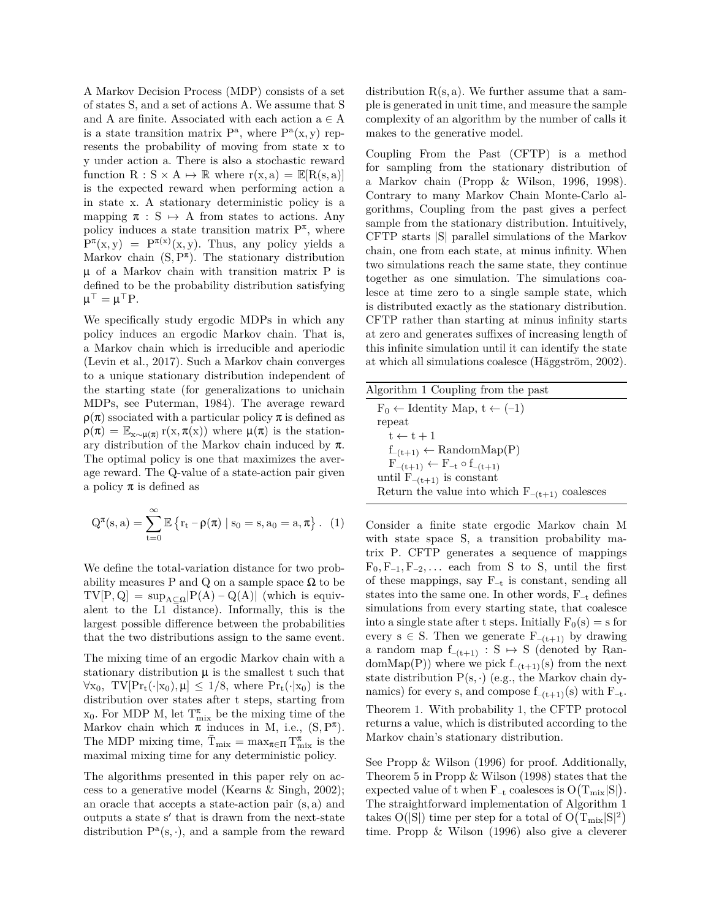A Markov Decision Process (MDP) consists of a set of states S, and a set of actions A. We assume that S and A are finite. Associated with each action $a \in A$ is a state transition matrix $P^a$, where $P^a(x, y)$ represents the probability of moving from state x to y under action a. There is also a stochastic reward function $R : S \times A \mapsto \mathbb{R}$ where $r(x, a) = \mathbb{E}[R(s, a)]$ is the expected reward when performing action a in state x. A stationary deterministic policy is a mapping $\pi : S \mapsto A$ from states to actions. Any policy induces a state transition matrix $P^\pi$, where $P^\pi(x, y) = P^{\pi(x)}(x, y)$. Thus, any policy yields a Markov chain $(S, P^\pi)$. The stationary distribution $\mu$ of a Markov chain with transition matrix P is defined to be the probability distribution satisfying $\mu^\top = \mu^\top P$.

We specifically study ergodic MDPs in which any policy induces an ergodic Markov chain. That is, a Markov chain which is irreducible and aperiodic (Levin et al., 2017). Such a Markov chain converges to a unique stationary distribution independent of the starting state (for generalizations to unichain MDPs, see Puterman, 1984). The average reward $\rho(\pi)$ ssociated with a particular policy $\pi$ is defined as $\rho(\pi) = \mathbb{E}_{x \sim \mu(\pi)} r(x, \pi(x))$ where $\mu(\pi)$ is the stationary distribution of the Markov chain induced by $\pi$. The optimal policy is one that maximizes the average reward. The Q-value of a state-action pair given a policy $\pi$ is defined as

$$Q^\pi(s, a) = \sum_{t=0}^{\infty} \mathbb{E}\left\{r_t - \rho(\pi) \mid s_0 = s, a_0 = a, \pi\right\}. \quad (1)$$

We define the total-variation distance for two probability measures P and Q on a sample space $\Omega$ to be $TV[P, Q] = \sup_{A \subseteq \Omega} |P(A) - Q(A)|$ (which is equivalent to the L1 distance). Informally, this is the largest possible difference between the probabilities that the two distributions assign to the same event.

The mixing time of an ergodic Markov chain with a stationary distribution $\mu$ is the smallest t such that $\forall x_0,\ TV[\Pr_t(\cdot|x_0), \mu] \leq 1/8$, where $\Pr_t(\cdot|x_0)$ is the distribution over states after t steps, starting from $x_0$. For MDP M, let $T^\pi_{\text{mix}}$ be the mixing time of the Markov chain which $\pi$ induces in M, i.e., $(S, P^\pi)$. The MDP mixing time, $\bar{T}_{\text{mix}} = \max_{\pi \in \Pi} T^\pi_{\text{mix}}$ is the maximal mixing time for any deterministic policy.

The algorithms presented in this paper rely on access to a generative model (Kearns & Singh, 2002); an oracle that accepts a state-action pair $(s, a)$ and outputs a state $s'$ that is drawn from the next-state distribution $P^a(s, \cdot)$, and a sample from the reward distribution $R(s, a)$. We further assume that a sample is generated in unit time, and measure the sample complexity of an algorithm by the number of calls it makes to the generative model.

Coupling From the Past (CFTP) is a method for sampling from the stationary distribution of a Markov chain (Propp & Wilson, 1996, 1998). Contrary to many Markov Chain Monte-Carlo algorithms, Coupling from the past gives a perfect sample from the stationary distribution. Intuitively, CFTP starts |S| parallel simulations of the Markov chain, one from each state, at minus infinity. When two simulations reach the same state, they continue together as one simulation. The simulations coalesce at time zero to a single sample state, which is distributed exactly as the stationary distribution. CFTP rather than starting at minus infinity starts at zero and generates suffixes of increasing length of this infinite simulation until it can identify the state at which all simulations coalesce (Häggström, 2002).

**Algorithm 1** Coupling from the past

```
F_0 ← Identity Map, t ← (−1)
repeat
    t ← t + 1
    f_−(t+1) ← RandomMap(P)
    F_−(t+1) ← F_−t ∘ f_−(t+1)
until F_−(t+1) is constant
Return the value into which F_−(t+1) coalesces
```

Consider a finite state ergodic Markov chain M with state space S, a transition probability matrix P. CFTP generates a sequence of mappings $F_0, F_{-1}, F_{-2}, \ldots$ each from S to S, until the first of these mappings, say $F_{-t}$ is constant, sending all states into the same one. In other words, $F_{-t}$ defines simulations from every starting state, that coalesce into a single state after t steps. Initially $F_0(s) = s$ for every $s \in S$. Then we generate $F_{-(t+1)}$ by drawing a random map $f_{-(t+1)} : S \mapsto S$ (denoted by RandomMap(P)) where we pick $f_{-(t+1)}(s)$ from the next state distribution $P(s, \cdot)$ (e.g., the Markov chain dynamics) for every s, and compose $f_{-(t+1)}(s)$ with $F_{-t}$.

**Theorem 1.** With probability 1, the CFTP protocol returns a value, which is distributed according to the Markov chain's stationary distribution.

See Propp & Wilson (1996) for proof. Additionally, Theorem 5 in Propp & Wilson (1998) states that the expected value of t when $F_{-t}$ coalesces is $O(T_{\text{mix}}|S|)$. The straightforward implementation of Algorithm 1 takes $O(|S|)$ time per step for a total of $O(T_{\text{mix}}|S|^2)$ time. Propp & Wilson (1996) also give a cleverer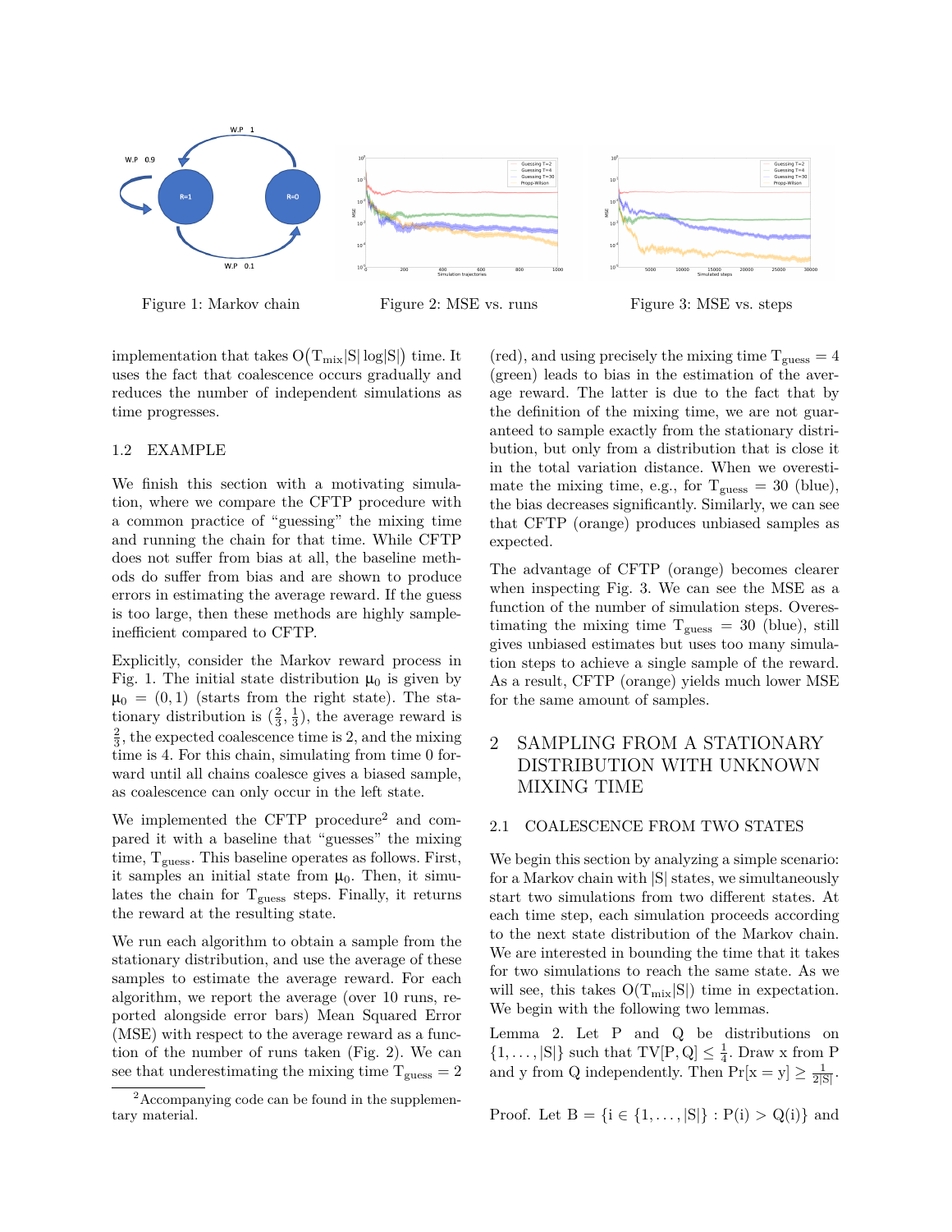Figure 1: Markov chain

Figure 2: MSE vs. runs

Figure 3: MSE vs. steps

implementation that takes $O(T_{mix}|S|\log|S|)$ time. It uses the fact that coalescence occurs gradually and reduces the number of independent simulations as time progresses.

### 1.2 EXAMPLE

We finish this section with a motivating simulation, where we compare the CFTP procedure with a common practice of "guessing" the mixing time and running the chain for that time. While CFTP does not suffer from bias at all, the baseline methods do suffer from bias and are shown to produce errors in estimating the average reward. If the guess is too large, then these methods are highly sample-inefficient compared to CFTP.

Explicitly, consider the Markov reward process in Fig. 1. The initial state distribution $\mu_0$ is given by $\mu_0 = (0, 1)$ (starts from the right state). The stationary distribution is $(\frac{2}{3}, \frac{1}{3})$, the average reward is $\frac{2}{3}$, the expected coalescence time is 2, and the mixing time is 4. For this chain, simulating from time 0 forward until all chains coalesce gives a biased sample, as coalescence can only occur in the left state.

We implemented the CFTP procedure[2] and compared it with a baseline that "guesses" the mixing time, $T_{guess}$. This baseline operates as follows. First, it samples an initial state from $\mu_0$. Then, it simulates the chain for $T_{guess}$ steps. Finally, it returns the reward at the resulting state.

We run each algorithm to obtain a sample from the stationary distribution, and use the average of these samples to estimate the average reward. For each algorithm, we report the average (over 10 runs, reported alongside error bars) Mean Squared Error (MSE) with respect to the average reward as a function of the number of runs taken (Fig. 2). We can see that underestimating the mixing time $T_{guess} = 2$ (red), and using precisely the mixing time $T_{guess} = 4$ (green) leads to bias in the estimation of the average reward. The latter is due to the fact that by the definition of the mixing time, we are not guaranteed to sample exactly from the stationary distribution, but only from a distribution that is close it in the total variation distance. When we overestimate the mixing time, e.g., for $T_{guess} = 30$ (blue), the bias decreases significantly. Similarly, we can see that CFTP (orange) produces unbiased samples as expected.

The advantage of CFTP (orange) becomes clearer when inspecting Fig. 3. We can see the MSE as a function of the number of simulation steps. Overestimating the mixing time $T_{guess} = 30$ (blue), still gives unbiased estimates but uses too many simulation steps to achieve a single sample of the reward. As a result, CFTP (orange) yields much lower MSE for the same amount of samples.

## 2 SAMPLING FROM A STATIONARY DISTRIBUTION WITH UNKNOWN MIXING TIME

### 2.1 COALESCENCE FROM TWO STATES

We begin this section by analyzing a simple scenario: for a Markov chain with $|S|$ states, we simultaneously start two simulations from two different states. At each time step, each simulation proceeds according to the next state distribution of the Markov chain. We are interested in bounding the time that it takes for two simulations to reach the same state. As we will see, this takes $O(T_{mix}|S|)$ time in expectation. We begin with the following two lemmas.

**Lemma 2.** *Let P and Q be distributions on $\{1, \ldots, |S|\}$ such that $TV[P, Q] \leq \frac{1}{4}$. Draw x from P and y from Q independently. Then $\Pr[x = y] \geq \frac{1}{2|S|}$.*

*Proof.* Let $B = \{i \in \{1, \ldots, |S|\} : P(i) > Q(i)\}$ and

[2] Accompanying code can be found in the supplementary material.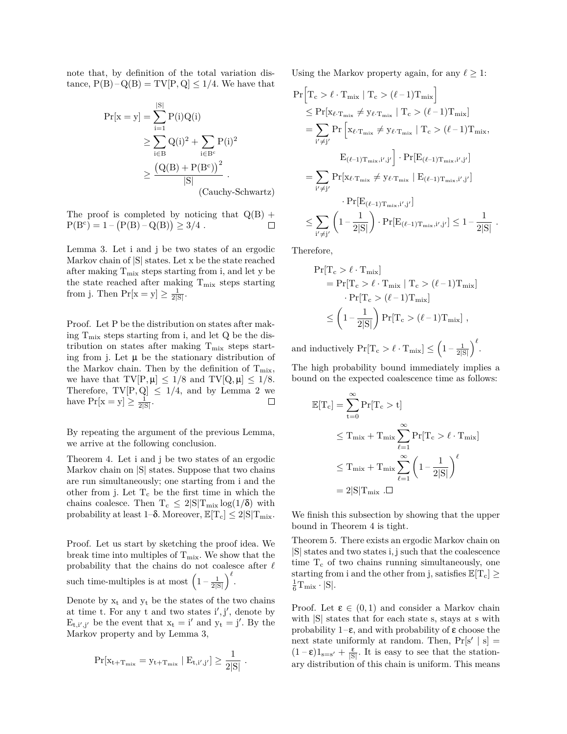note that, by definition of the total variation distance, $P(B) - Q(B) = TV[P, Q] \leq 1/4$. We have that

$$\begin{aligned}
\Pr[x = y] &= \sum_{i=1}^{|S|} P(i)Q(i) \\
&\geq \sum_{i \in B} Q(i)^2 + \sum_{i \in B^c} P(i)^2 \\
&\geq \frac{\left(Q(B) + P(B^c)\right)^2}{|S|} . \\
&\qquad\qquad\qquad \text{(Cauchy-Schwartz)}
\end{aligned}$$

The proof is completed by noticing that $Q(B) + P(B^c) = 1 - \left(P(B) - Q(B)\right) \geq 3/4$ . □

Lemma 3. Let i and j be two states of an ergodic Markov chain of $|S|$ states. Let x be the state reached after making $T_{mix}$ steps starting from i, and let y be the state reached after making $T_{mix}$ steps starting from j. Then $\Pr[x = y] \geq \frac{1}{2|S|}$.

Proof. Let P be the distribution on states after making $T_{mix}$ steps starting from i, and let Q be the distribution on states after making $T_{mix}$ steps starting from j. Let $\mu$ be the stationary distribution of the Markov chain. Then by the definition of $T_{mix}$, we have that $TV[P, \mu] \leq 1/8$ and $TV[Q, \mu] \leq 1/8$. Therefore, $TV[P, Q] \leq 1/4$, and by Lemma 2 we have $\Pr[x = y] \geq \frac{1}{2|S|}$. □

By repeating the argument of the previous Lemma, we arrive at the following conclusion.

Theorem 4. Let i and j be two states of an ergodic Markov chain on $|S|$ states. Suppose that two chains are run simultaneously; one starting from i and the other from j. Let $T_c$ be the first time in which the chains coalesce. Then $T_c \leq 2|S|T_{mix} \log(1/\delta)$ with probability at least $1 - \delta$. Moreover, $\mathbb{E}[T_c] \leq 2|S|T_{mix}$.

Proof. Let us start by sketching the proof idea. We break time into multiples of $T_{mix}$. We show that the probability that the chains do not coalesce after $\ell$ such time-multiples is at most $\left(1 - \frac{1}{2|S|}\right)^{\ell}$.

Denote by $x_t$ and $y_t$ be the states of the two chains at time t. For any t and two states $i', j'$, denote by $E_{t,i',j'}$ be the event that $x_t = i'$ and $y_t = j'$. By the Markov property and by Lemma 3,

$$\Pr[x_{t+T_{mix}} = y_{t+T_{mix}} \mid E_{t,i',j'}] \geq \frac{1}{2|S|} .$$

Using the Markov property again, for any $\ell \geq 1$:

$$\begin{aligned}
&\Pr\left[T_c > \ell \cdot T_{mix} \mid T_c > (\ell - 1)T_{mix}\right] \\
&\quad \leq \Pr[x_{\ell \cdot T_{mix}} \neq y_{\ell \cdot T_{mix}} \mid T_c > (\ell - 1)T_{mix}] \\
&\quad = \sum_{i' \neq j'} \Pr\left[x_{\ell \cdot T_{mix}} \neq y_{\ell \cdot T_{mix}} \mid T_c > (\ell - 1)T_{mix}, \right. \\
&\qquad\qquad \left. E_{(\ell-1)T_{mix},i',j'}\right] \cdot \Pr[E_{(\ell-1)T_{mix},i',j'}] \\
&\quad = \sum_{i' \neq j'} \Pr[x_{\ell \cdot T_{mix}} \neq y_{\ell \cdot T_{mix}} \mid E_{(\ell-1)T_{mix},i',j'}] \\
&\qquad\qquad \cdot \Pr[E_{(\ell-1)T_{mix},i',j'}] \\
&\quad \leq \sum_{i' \neq j'} \left(1 - \frac{1}{2|S|}\right) \cdot \Pr[E_{(\ell-1)T_{mix},i',j'}] \leq 1 - \frac{1}{2|S|} .
\end{aligned}$$

Therefore,

$$\begin{aligned}
\Pr[T_c > \ell \cdot T_{mix}] &= \Pr[T_c > \ell \cdot T_{mix} \mid T_c > (\ell - 1)T_{mix}] \\
&\qquad \cdot \Pr[T_c > (\ell - 1)T_{mix}] \\
&\leq \left(1 - \frac{1}{2|S|}\right) \Pr[T_c > (\ell - 1)T_{mix}] ,
\end{aligned}$$

and inductively $\Pr[T_c > \ell \cdot T_{mix}] \leq \left(1 - \frac{1}{2|S|}\right)^{\ell}$.

The high probability bound immediately implies a bound on the expected coalescence time as follows:

$$\begin{aligned}
\mathbb{E}[T_c] &= \sum_{t=0}^{\infty} \Pr[T_c > t] \\
&\leq T_{mix} + T_{mix} \sum_{\ell=1}^{\infty} \Pr[T_c > \ell \cdot T_{mix}] \\
&\leq T_{mix} + T_{mix} \sum_{\ell=1}^{\infty} \left(1 - \frac{1}{2|S|}\right)^{\ell} \\
&= 2|S|T_{mix} . \square
\end{aligned}$$

We finish this subsection by showing that the upper bound in Theorem 4 is tight.

Theorem 5. There exists an ergodic Markov chain on $|S|$ states and two states i, j such that the coalescence time $T_c$ of two chains running simultaneously, one starting from i and the other from j, satisfies $\mathbb{E}[T_c] \geq \frac{1}{6} T_{mix} \cdot |S|$.

Proof. Let $\varepsilon \in (0, 1)$ and consider a Markov chain with $|S|$ states that for each state s, stays at s with probability $1 - \varepsilon$, and with probability of $\varepsilon$ choose the next state uniformly at random. Then, $\Pr[s' \mid s] = (1 - \varepsilon)1_{s=s'} + \frac{\varepsilon}{|S|}$. It is easy to see that the stationary distribution of this chain is uniform. This means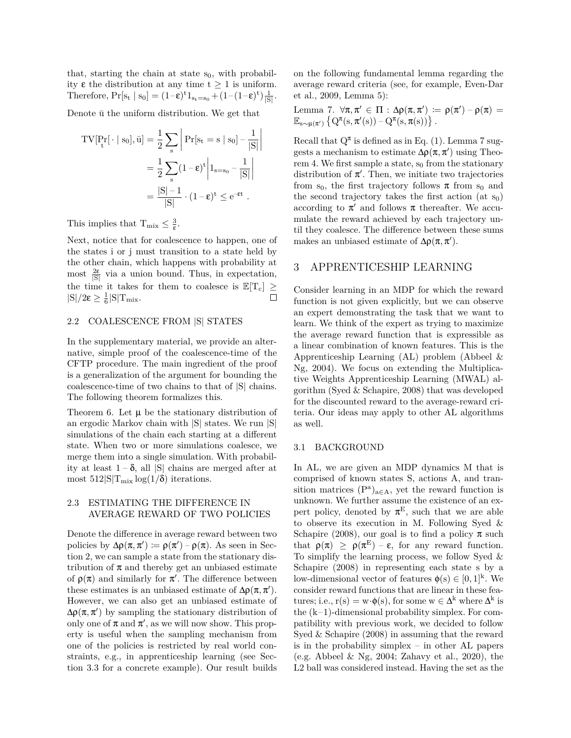that, starting the chain at state $s_0$, with probability $\varepsilon$ the distribution at any time $t \geq 1$ is uniform. Therefore, $\Pr[s_t \mid s_0] = (1-\varepsilon)^t 1_{s_t=s_0} + (1-(1-\varepsilon)^t)\frac{1}{|S|}$.

Denote $\bar{u}$ the uniform distribution. We get that

$$
\begin{aligned}
\mathrm{TV}[\Pr_t[\cdot \mid s_0], \bar{u}] &= \frac{1}{2}\sum_s \left| \Pr[s_t = s \mid s_0] - \frac{1}{|S|} \right| \\
&= \frac{1}{2}\sum_s (1-\varepsilon)^t \left| 1_{s=s_0} - \frac{1}{|S|} \right| \\
&= \frac{|S|-1}{|S|} \cdot (1-\varepsilon)^t \leq e^{-\varepsilon t} .
\end{aligned}
$$

This implies that $T_{\text{mix}} \leq \frac{3}{\varepsilon}$.

Next, notice that for coalescence to happen, one of the states i or j must transition to a state held by the other chain, which happens with probability at most $\frac{2\varepsilon}{|S|}$ via a union bound. Thus, in expectation, the time it takes for them to coalesce is $\mathbb{E}[T_c] \geq |S|/2\varepsilon \geq \frac{1}{6}|S|T_{\text{mix}}$. □

### 2.2 COALESCENCE FROM |S| STATES

In the supplementary material, we provide an alternative, simple proof of the coalescence-time of the CFTP procedure. The main ingredient of the proof is a generalization of the argument for bounding the coalescence-time of two chains to that of |S| chains. The following theorem formalizes this.

Theorem 6. Let $\mu$ be the stationary distribution of an ergodic Markov chain with |S| states. We run |S| simulations of the chain each starting at a different state. When two or more simulations coalesce, we merge them into a single simulation. With probability at least $1-\delta$, all |S| chains are merged after at most $512|S|T_{\text{mix}}\log(1/\delta)$ iterations.

### 2.3 ESTIMATING THE DIFFERENCE IN AVERAGE REWARD OF TWO POLICIES

Denote the difference in average reward between two policies by $\Delta\rho(\pi, \pi') := \rho(\pi') - \rho(\pi)$. As seen in Section 2, we can sample a state from the stationary distribution of $\pi$ and thereby get an unbiased estimate of $\rho(\pi)$ and similarly for $\pi'$. The difference between these estimates is an unbiased estimate of $\Delta\rho(\pi, \pi')$. However, we can also get an unbiased estimate of $\Delta\rho(\pi, \pi')$ by sampling the stationary distribution of only one of $\pi$ and $\pi'$, as we will now show. This property is useful when the sampling mechanism from one of the policies is restricted by real world constraints, e.g., in apprenticeship learning (see Section 3.3 for a concrete example). Our result builds on the following fundamental lemma regarding the average reward criteria (see, for example, Even-Dar et al., 2009, Lemma 5):

Lemma 7. $\forall \pi, \pi' \in \Pi : \Delta\rho(\pi, \pi') := \rho(\pi') - \rho(\pi) = \mathbb{E}_{s\sim\mu(\pi')}\left\{Q^{\pi}(s, \pi'(s)) - Q^{\pi}(s, \pi(s))\right\}$.

Recall that $Q^{\pi}$ is defined as in Eq. (1). Lemma 7 suggests a mechanism to estimate $\Delta\rho(\pi, \pi')$ using Theorem 4. We first sample a state, $s_0$ from the stationary distribution of $\pi'$. Then, we initiate two trajectories from $s_0$, the first trajectory follows $\pi$ from $s_0$ and the second trajectory takes the first action (at $s_0$) according to $\pi'$ and follows $\pi$ thereafter. We accumulate the reward achieved by each trajectory until they coalesce. The difference between these sums makes an unbiased estimate of $\Delta\rho(\pi, \pi')$.

## 3 APPRENTICESHIP LEARNING

Consider learning in an MDP for which the reward function is not given explicitly, but we can observe an expert demonstrating the task that we want to learn. We think of the expert as trying to maximize the average reward function that is expressible as a linear combination of known features. This is the Apprenticeship Learning (AL) problem (Abbeel & Ng, 2004). We focus on extending the Multiplicative Weights Apprenticeship Learning (MWAL) algorithm (Syed & Schapire, 2008) that was developed for the discounted reward to the average-reward criteria. Our ideas may apply to other AL algorithms as well.

### 3.1 BACKGROUND

In AL, we are given an MDP dynamics M that is comprised of known states S, actions A, and transition matrices $(P^a)_{a\in A}$, yet the reward function is unknown. We further assume the existence of an expert policy, denoted by $\pi^E$, such that we are able to observe its execution in M. Following Syed & Schapire (2008), our goal is to find a policy $\pi$ such that $\rho(\pi) \geq \rho(\pi^E) - \varepsilon$, for any reward function. To simplify the learning process, we follow Syed & Schapire (2008) in representing each state s by a low-dimensional vector of features $\phi(s) \in [0,1]^k$. We consider reward functions that are linear in these features; i.e., $r(s) = w \cdot \phi(s)$, for some $w \in \Delta^k$ where $\Delta^k$ is the $(k-1)$-dimensional probability simplex. For compatibility with previous work, we decided to follow Syed & Schapire (2008) in assuming that the reward is in the probability simplex – in other AL papers (e.g. Abbeel & Ng, 2004; Zahavy et al., 2020), the L2 ball was considered instead. Having the set as the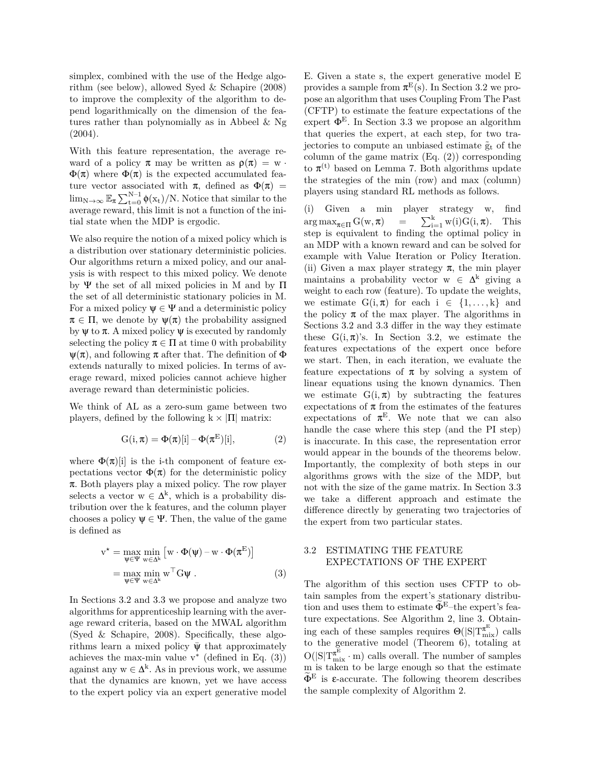simplex, combined with the use of the Hedge algorithm (see below), allowed Syed & Schapire (2008) to improve the complexity of the algorithm to depend logarithmically on the dimension of the features rather than polynomially as in Abbeel & Ng (2004).

With this feature representation, the average reward of a policy $\pi$ may be written as $\rho(\pi) = w \cdot \Phi(\pi)$ where $\Phi(\pi)$ is the expected accumulated feature vector associated with $\pi$, defined as $\Phi(\pi) = \lim_{N\to\infty} \mathbb{E}_\pi \sum_{t=0}^{N-1} \phi(x_t)/N$. Notice that similar to the average reward, this limit is not a function of the initial state when the MDP is ergodic.

We also require the notion of a mixed policy which is a distribution over stationary deterministic policies. Our algorithms return a mixed policy, and our analysis is with respect to this mixed policy. We denote by $\Psi$ the set of all mixed policies in M and by $\Pi$ the set of all deterministic stationary policies in M. For a mixed policy $\psi \in \Psi$ and a deterministic policy $\pi \in \Pi$, we denote by $\psi(\pi)$ the probability assigned by $\psi$ to $\pi$. A mixed policy $\psi$ is executed by randomly selecting the policy $\pi \in \Pi$ at time 0 with probability $\psi(\pi)$, and following $\pi$ after that. The definition of $\Phi$ extends naturally to mixed policies. In terms of average reward, mixed policies cannot achieve higher average reward than deterministic policies.

We think of AL as a zero-sum game between two players, defined by the following $k \times |\Pi|$ matrix:

$$G(i, \pi) = \Phi(\pi)[i] - \Phi(\pi^E)[i], \tag{2}$$

where $\Phi(\pi)[i]$ is the i-th component of feature expectations vector $\Phi(\pi)$ for the deterministic policy $\pi$. Both players play a mixed policy. The row player selects a vector $w \in \Delta^k$, which is a probability distribution over the k features, and the column player chooses a policy $\psi \in \Psi$. Then, the value of the game is defined as

$$\begin{aligned} v^\star &= \max_{\psi\in\Psi} \min_{w\in\Delta^k} \left[ w \cdot \Phi(\psi) - w \cdot \Phi(\pi^E) \right] \\ &= \max_{\psi\in\Psi} \min_{w\in\Delta^k} w^\top G \psi \ . \end{aligned} \tag{3}$$

In Sections 3.2 and 3.3 we propose and analyze two algorithms for apprenticeship learning with the average reward criteria, based on the MWAL algorithm (Syed & Schapire, 2008). Specifically, these algorithms learn a mixed policy $\bar{\psi}$ that approximately achieves the max-min value $v^*$ (defined in Eq. (3)) against any $w \in \Delta^k$. As in previous work, we assume that the dynamics are known, yet we have access to the expert policy via an expert generative model E. Given a state s, the expert generative model E provides a sample from $\pi^E(s)$. In Section 3.2 we propose an algorithm that uses Coupling From The Past (CFTP) to estimate the feature expectations of the expert $\Phi^E$. In Section 3.3 we propose an algorithm that queries the expert, at each step, for two trajectories to compute an unbiased estimate $\tilde{g}_t$ of the column of the game matrix (Eq. (2)) corresponding to $\pi^{(t)}$ based on Lemma 7. Both algorithms update the strategies of the min (row) and max (column) players using standard RL methods as follows.

(i) Given a min player strategy w, find $\arg\max_{\pi\in\Pi} G(w, \pi) = \sum_{i=1}^k w(i) G(i, \pi)$. This step is equivalent to finding the optimal policy in an MDP with a known reward and can be solved for example with Value Iteration or Policy Iteration. (ii) Given a max player strategy $\pi$, the min player maintains a probability vector $w \in \Delta^k$ giving a weight to each row (feature). To update the weights, we estimate $G(i, \pi)$ for each $i \in \{1, \ldots, k\}$ and the policy $\pi$ of the max player. The algorithms in Sections 3.2 and 3.3 differ in the way they estimate these $G(i, \pi)$'s. In Section 3.2, we estimate the features expectations of the expert once before we start. Then, in each iteration, we evaluate the feature expectations of $\pi$ by solving a system of linear equations using the known dynamics. Then we estimate $G(i, \pi)$ by subtracting the features expectations of $\pi$ from the estimates of the features expectations of $\pi^E$. We note that we can also handle the case where this step (and the PI step) is inaccurate. In this case, the representation error would appear in the bounds of the theorems below. Importantly, the complexity of both steps in our algorithms grows with the size of the MDP, but not with the size of the game matrix. In Section 3.3 we take a different approach and estimate the difference directly by generating two trajectories of the expert from two particular states.

## 3.2 ESTIMATING THE FEATURE EXPECTATIONS OF THE EXPERT

The algorithm of this section uses CFTP to obtain samples from the expert's stationary distribution and uses them to estimate $\widetilde{\Phi}^E$–the expert's feature expectations. See Algorithm 2, line 3. Obtaining each of these samples requires $\Theta(|S|T_{\text{mix}}^{\pi^E})$ calls to the generative model (Theorem 6), totaling at $O(|S|T_{\text{mix}}^{\pi^E} \cdot m)$ calls overall. The number of samples m is taken to be large enough so that the estimate $\widetilde{\Phi}^E$ is $\epsilon$-accurate. The following theorem describes the sample complexity of Algorithm 2.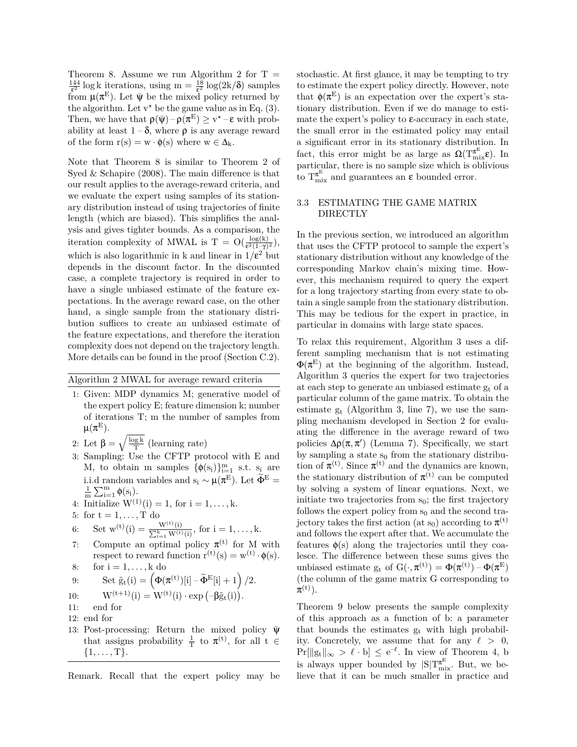Theorem 8. Assume we run Algorithm 2 for $T = \frac{144}{\epsilon^2}\log k$ iterations, using $m = \frac{18}{\epsilon^2}\log(2k/\delta)$ samples from $\mu(\pi^E)$. Let $\bar{\psi}$ be the mixed policy returned by the algorithm. Let $v^\star$ be the game value as in Eq. (3). Then, we have that $\rho(\bar{\psi}) - \rho(\pi^E) \geq v^\star - \epsilon$ with probability at least $1-\delta$, where $\rho$ is any average reward of the form $r(s) = w\cdot\phi(s)$ where $w \in \Delta_k$.

Note that Theorem 8 is similar to Theorem 2 of Syed & Schapire (2008). The main difference is that our result applies to the average-reward criteria, and we evaluate the expert using samples of its stationary distribution instead of using trajectories of finite length (which are biased). This simplifies the analysis and gives tighter bounds. As a comparison, the iteration complexity of MWAL is $T = O(\frac{\log(k)}{\epsilon^2(1-\gamma)^2})$, which is also logarithmic in k and linear in $1/\epsilon^2$ but depends in the discount factor. In the discounted case, a complete trajectory is required in order to have a single unbiased estimate of the feature expectations. In the average reward case, on the other hand, a single sample from the stationary distribution suffices to create an unbiased estimate of the feature expectations, and therefore the iteration complexity does not depend on the trajectory length. More details can be found in the proof (Section C.2).

**Algorithm 2** MWAL for average reward criteria

1: Given: MDP dynamics M; generative model of the expert policy E; feature dimension k; number of iterations T; m the number of samples from $\mu(\pi^E)$.
2: Let $\beta = \sqrt{\frac{\log k}{T}}$ (learning rate)
3: Sampling: Use the CFTP protocol with E and M, to obtain m samples $\{\phi(s_i)\}_{i=1}^m$ s.t. $s_i$ are i.i.d random variables and $s_i \sim \mu(\pi^E)$. Let $\widetilde{\Phi}^E = \frac{1}{m}\sum_{i=1}^m \phi(s_i)$.
4: Initialize $W^{(1)}(i) = 1$, for $i = 1,\dots,k$.
5: for $t = 1,\dots,T$ do
6: Set $w^{(t)}(i) = \frac{W^{(t)}(i)}{\sum_{i=1}^k W^{(t)}(i)}$, for $i = 1,\dots,k$.
7: Compute an optimal policy $\pi^{(t)}$ for M with respect to reward function $r^{(t)}(s) = w^{(t)}\cdot\phi(s)$.
8: for $i = 1,\dots,k$ do
9: Set $\tilde{g}_t(i) = \left(\Phi(\pi^{(t)})[i] - \widetilde{\Phi}^E[i] + 1\right)/2$.
10: $W^{(t+1)}(i) = W^{(t)}(i)\cdot\exp\left(-\beta\tilde{g}_t(i)\right)$.
11: end for
12: end for
13: Post-processing: Return the mixed policy $\bar{\psi}$ that assigns probability $\frac{1}{T}$ to $\pi^{(t)}$, for all $t \in \{1,\dots,T\}$.

Remark. Recall that the expert policy may be stochastic. At first glance, it may be tempting to try to estimate the expert policy directly. However, note that $\phi(\pi^E)$ is an expectation over the expert's stationary distribution. Even if we do manage to estimate the expert's policy to $\epsilon$-accuracy in each state, the small error in the estimated policy may entail a significant error in its stationary distribution. In fact, this error might be as large as $\Omega(T_{mix}^{\pi^E}\epsilon)$. In particular, there is no sample size which is oblivious to $T_{mix}^{\pi^E}$ and guarantees an $\epsilon$ bounded error.

### 3.3 ESTIMATING THE GAME MATRIX DIRECTLY

In the previous section, we introduced an algorithm that uses the CFTP protocol to sample the expert's stationary distribution without any knowledge of the corresponding Markov chain's mixing time. However, this mechanism required to query the expert for a long trajectory starting from every state to obtain a single sample from the stationary distribution. This may be tedious for the expert in practice, in particular in domains with large state spaces.

To relax this requirement, Algorithm 3 uses a different sampling mechanism that is not estimating $\Phi(\pi^E)$ at the beginning of the algorithm. Instead, Algorithm 3 queries the expert for two trajectories at each step to generate an unbiased estimate $g_t$ of a particular column of the game matrix. To obtain the estimate $g_t$ (Algorithm 3, line 7), we use the sampling mechanism developed in Section 2 for evaluating the difference in the average reward of two policies $\Delta\rho(\pi,\pi')$ (Lemma 7). Specifically, we start by sampling a state $s_0$ from the stationary distribution of $\pi^{(t)}$. Since $\pi^{(t)}$ and the dynamics are known, the stationary distribution of $\pi^{(t)}$ can be computed by solving a system of linear equations. Next, we initiate two trajectories from $s_0$; the first trajectory follows the expert policy from $s_0$ and the second trajectory takes the first action (at $s_0$) according to $\pi^{(t)}$ and follows the expert after that. We accumulate the features $\phi(s)$ along the trajectories until they coalesce. The difference between these sums gives the unbiased estimate $g_t$ of $G(\cdot,\pi^{(t)}) = \Phi(\pi^{(t)}) - \Phi(\pi^E)$ (the column of the game matrix G corresponding to $\pi^{(t)}$).

Theorem 9 below presents the sample complexity of this approach as a function of b: a parameter that bounds the estimates $g_t$ with high probability. Concretely, we assume that for any $\ell > 0$, $\Pr[\|g_t\|_\infty > \ell\cdot b] \leq e^{-\ell}$. In view of Theorem 4, b is always upper bounded by $|S|T_{mix}^{\pi^E}$. But, we believe that it can be much smaller in practice and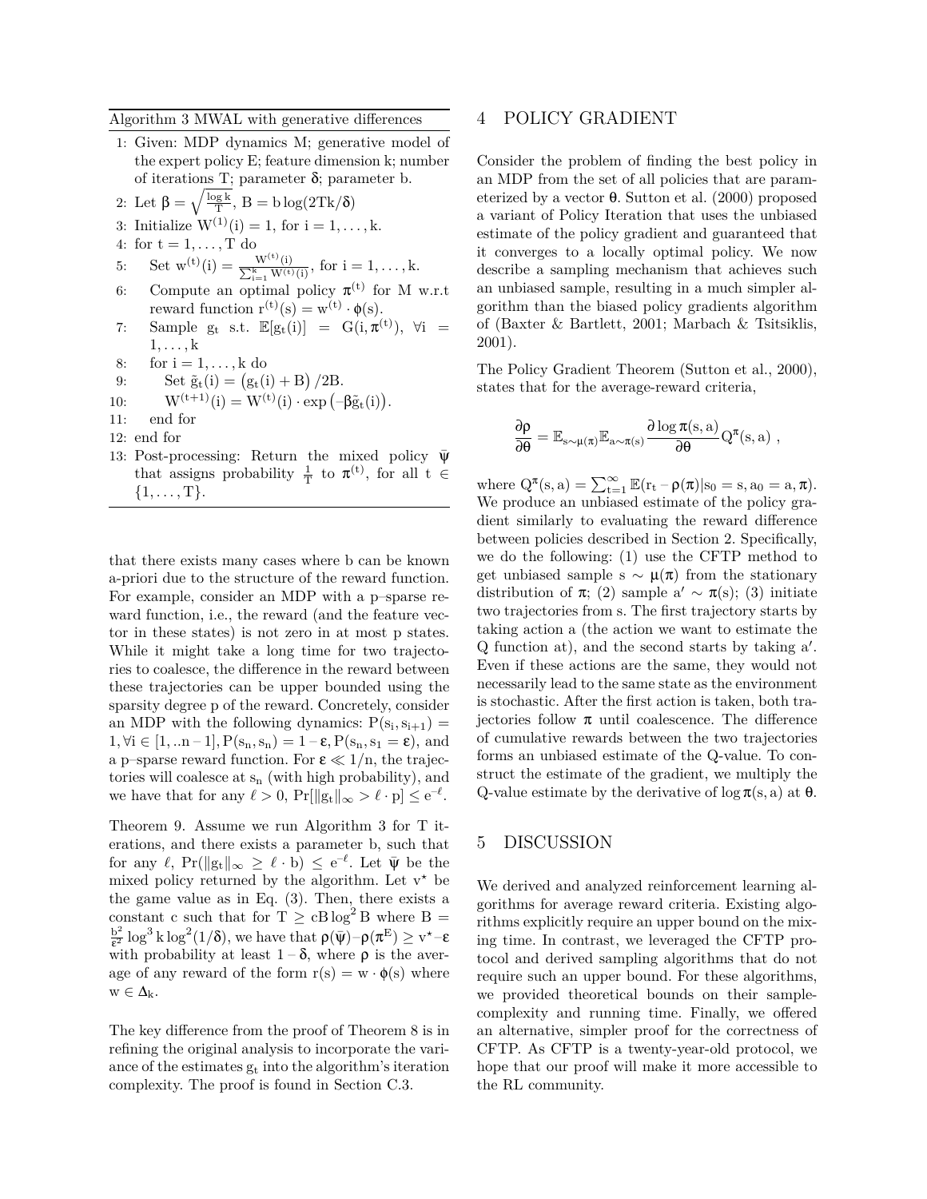**Algorithm 3** MWAL with generative differences

1: Given: MDP dynamics M; generative model of the expert policy E; feature dimension k; number of iterations T; parameter $\delta$; parameter b.

2: Let $\beta = \sqrt{\frac{\log k}{T}}$, $B = b\log(2Tk/\delta)$

3: Initialize $W^{(1)}(i) = 1$, for $i = 1, \ldots, k$.

4: for $t = 1, \ldots, T$ do

5: Set $w^{(t)}(i) = \frac{W^{(t)}(i)}{\sum_{i=1}^{k} W^{(t)}(i)}$, for $i = 1, \ldots, k$.

6: Compute an optimal policy $\pi^{(t)}$ for M w.r.t reward function $r^{(t)}(s) = w^{(t)} \cdot \phi(s)$.

7: Sample $g_t$ s.t. $\mathbb{E}[g_t(i)] = G(i, \pi^{(t)})$, $\forall i = 1, \ldots, k$

8: for $i = 1, \ldots, k$ do

9: Set $\tilde{g}_t(i) = \left(g_t(i) + B\right)/2B$.

10: $W^{(t+1)}(i) = W^{(t)}(i) \cdot \exp\left(-\beta \tilde{g}_t(i)\right)$.

11: end for

12: end for

13: Post-processing: Return the mixed policy $\bar{\psi}$ that assigns probability $\frac{1}{T}$ to $\pi^{(t)}$, for all $t \in \{1, \ldots, T\}$.

that there exists many cases where b can be known a-priori due to the structure of the reward function. For example, consider an MDP with a p–sparse reward function, i.e., the reward (and the feature vector in these states) is not zero in at most p states. While it might take a long time for two trajectories to coalesce, the difference in the reward between these trajectories can be upper bounded using the sparsity degree p of the reward. Concretely, consider an MDP with the following dynamics: $P(s_i, s_{i+1}) = 1, \forall i \in [1, ..n-1], P(s_n, s_n) = 1-\epsilon, P(s_n, s_1 = \epsilon)$, and a p–sparse reward function. For $\epsilon \ll 1/n$, the trajectories will coalesce at $s_n$ (with high probability), and we have that for any $\ell > 0$, $\Pr[\|g_t\|_\infty > \ell \cdot p] \leq e^{-\ell}$.

Theorem 9. Assume we run Algorithm 3 for T iterations, and there exists a parameter b, such that for any $\ell$, $\Pr(\|g_t\|_\infty \geq \ell \cdot b) \leq e^{-\ell}$. Let $\bar{\psi}$ be the mixed policy returned by the algorithm. Let $v^\star$ be the game value as in Eq. (3). Then, there exists a constant c such that for $T \geq cB\log^2 B$ where $B = \frac{b^2}{\epsilon^2}\log^3 k \log^2(1/\delta)$, we have that $\rho(\bar{\psi}) - \rho(\pi^E) \geq v^\star - \epsilon$ with probability at least $1-\delta$, where $\rho$ is the average of any reward of the form $r(s) = w \cdot \phi(s)$ where $w \in \Delta_k$.

The key difference from the proof of Theorem 8 is in refining the original analysis to incorporate the variance of the estimates $g_t$ into the algorithm's iteration complexity. The proof is found in Section C.3.

## 4 POLICY GRADIENT

Consider the problem of finding the best policy in an MDP from the set of all policies that are parameterized by a vector $\theta$. Sutton et al. (2000) proposed a variant of Policy Iteration that uses the unbiased estimate of the policy gradient and guaranteed that it converges to a locally optimal policy. We now describe a sampling mechanism that achieves such an unbiased sample, resulting in a much simpler algorithm than the biased policy gradients algorithm of (Baxter & Bartlett, 2001; Marbach & Tsitsiklis, 2001).

The Policy Gradient Theorem (Sutton et al., 2000), states that for the average-reward criteria,

$$\frac{\partial \rho}{\partial \theta} = \mathbb{E}_{s\sim\mu(\pi)}\mathbb{E}_{a\sim\pi(s)}\frac{\partial \log \pi(s,a)}{\partial \theta} Q^\pi(s,a)\ ,$$

where $Q^\pi(s,a) = \sum_{t=1}^{\infty}\mathbb{E}(r_t - \rho(\pi)|s_0 = s, a_0 = a, \pi)$. We produce an unbiased estimate of the policy gradient similarly to evaluating the reward difference between policies described in Section 2. Specifically, we do the following: (1) use the CFTP method to get unbiased sample $s \sim \mu(\pi)$ from the stationary distribution of $\pi$; (2) sample $a' \sim \pi(s)$; (3) initiate two trajectories from s. The first trajectory starts by taking action a (the action we want to estimate the Q function at), and the second starts by taking $a'$. Even if these actions are the same, they would not necessarily lead to the same state as the environment is stochastic. After the first action is taken, both trajectories follow $\pi$ until coalescence. The difference of cumulative rewards between the two trajectories forms an unbiased estimate of the Q-value. To construct the estimate of the gradient, we multiply the Q-value estimate by the derivative of $\log \pi(s,a)$ at $\theta$.

## 5 DISCUSSION

We derived and analyzed reinforcement learning algorithms for average reward criteria. Existing algorithms explicitly require an upper bound on the mixing time. In contrast, we leveraged the CFTP protocol and derived sampling algorithms that do not require such an upper bound. For these algorithms, we provided theoretical bounds on their sample-complexity and running time. Finally, we offered an alternative, simpler proof for the correctness of CFTP. As CFTP is a twenty-year-old protocol, we hope that our proof will make it more accessible to the RL community.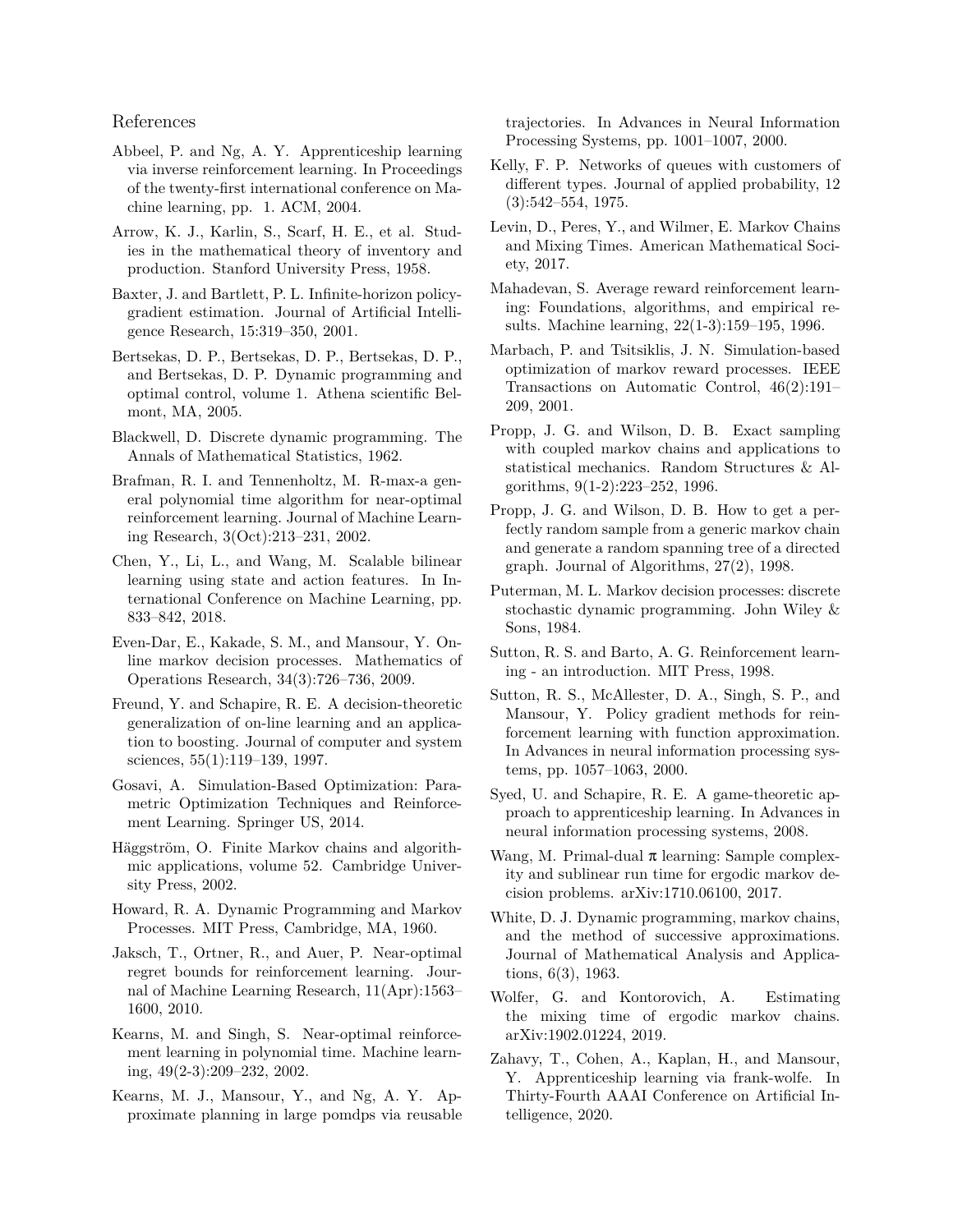# References

Abbeel, P. and Ng, A. Y. Apprenticeship learning via inverse reinforcement learning. In Proceedings of the twenty-first international conference on Machine learning, pp. 1. ACM, 2004.

Arrow, K. J., Karlin, S., Scarf, H. E., et al. Studies in the mathematical theory of inventory and production. Stanford University Press, 1958.

Baxter, J. and Bartlett, P. L. Infinite-horizon policy-gradient estimation. Journal of Artificial Intelligence Research, 15:319–350, 2001.

Bertsekas, D. P., Bertsekas, D. P., Bertsekas, D. P., and Bertsekas, D. P. Dynamic programming and optimal control, volume 1. Athena scientific Belmont, MA, 2005.

Blackwell, D. Discrete dynamic programming. The Annals of Mathematical Statistics, 1962.

Brafman, R. I. and Tennenholtz, M. R-max-a general polynomial time algorithm for near-optimal reinforcement learning. Journal of Machine Learning Research, 3(Oct):213–231, 2002.

Chen, Y., Li, L., and Wang, M. Scalable bilinear learning using state and action features. In International Conference on Machine Learning, pp. 833–842, 2018.

Even-Dar, E., Kakade, S. M., and Mansour, Y. Online markov decision processes. Mathematics of Operations Research, 34(3):726–736, 2009.

Freund, Y. and Schapire, R. E. A decision-theoretic generalization of on-line learning and an application to boosting. Journal of computer and system sciences, 55(1):119–139, 1997.

Gosavi, A. Simulation-Based Optimization: Parametric Optimization Techniques and Reinforcement Learning. Springer US, 2014.

Häggström, O. Finite Markov chains and algorithmic applications, volume 52. Cambridge University Press, 2002.

Howard, R. A. Dynamic Programming and Markov Processes. MIT Press, Cambridge, MA, 1960.

Jaksch, T., Ortner, R., and Auer, P. Near-optimal regret bounds for reinforcement learning. Journal of Machine Learning Research, 11(Apr):1563–1600, 2010.

Kearns, M. and Singh, S. Near-optimal reinforcement learning in polynomial time. Machine learning, 49(2-3):209–232, 2002.

Kearns, M. J., Mansour, Y., and Ng, A. Y. Approximate planning in large pomdps via reusable trajectories. In Advances in Neural Information Processing Systems, pp. 1001–1007, 2000.

Kelly, F. P. Networks of queues with customers of different types. Journal of applied probability, 12 (3):542–554, 1975.

Levin, D., Peres, Y., and Wilmer, E. Markov Chains and Mixing Times. American Mathematical Society, 2017.

Mahadevan, S. Average reward reinforcement learning: Foundations, algorithms, and empirical results. Machine learning, 22(1-3):159–195, 1996.

Marbach, P. and Tsitsiklis, J. N. Simulation-based optimization of markov reward processes. IEEE Transactions on Automatic Control, 46(2):191–209, 2001.

Propp, J. G. and Wilson, D. B. Exact sampling with coupled markov chains and applications to statistical mechanics. Random Structures & Algorithms, 9(1-2):223–252, 1996.

Propp, J. G. and Wilson, D. B. How to get a perfectly random sample from a generic markov chain and generate a random spanning tree of a directed graph. Journal of Algorithms, 27(2), 1998.

Puterman, M. L. Markov decision processes: discrete stochastic dynamic programming. John Wiley & Sons, 1984.

Sutton, R. S. and Barto, A. G. Reinforcement learning - an introduction. MIT Press, 1998.

Sutton, R. S., McAllester, D. A., Singh, S. P., and Mansour, Y. Policy gradient methods for reinforcement learning with function approximation. In Advances in neural information processing systems, pp. 1057–1063, 2000.

Syed, U. and Schapire, R. E. A game-theoretic approach to apprenticeship learning. In Advances in neural information processing systems, 2008.

Wang, M. Primal-dual $\pi$ learning: Sample complexity and sublinear run time for ergodic markov decision problems. arXiv:1710.06100, 2017.

White, D. J. Dynamic programming, markov chains, and the method of successive approximations. Journal of Mathematical Analysis and Applications, 6(3), 1963.

Wolfer, G. and Kontorovich, A. Estimating the mixing time of ergodic markov chains. arXiv:1902.01224, 2019.

Zahavy, T., Cohen, A., Kaplan, H., and Mansour, Y. Apprenticeship learning via frank-wolfe. In Thirty-Fourth AAAI Conference on Artificial Intelligence, 2020.